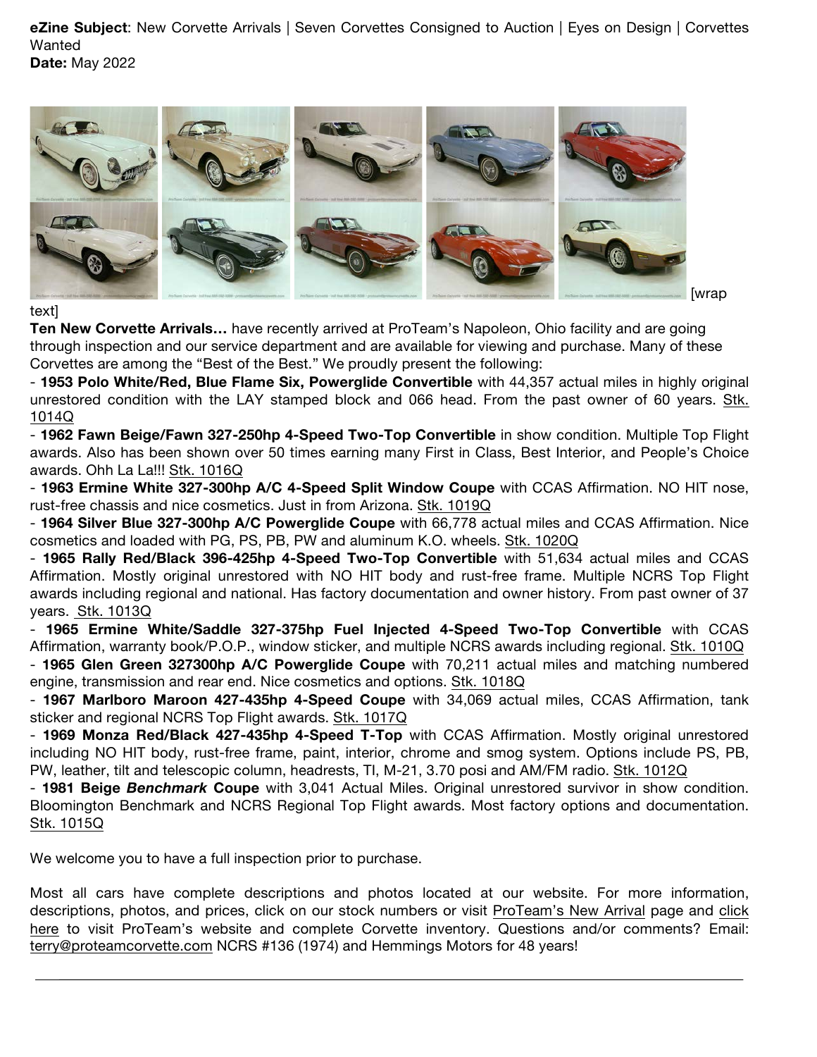**eZine Subject**: New Corvette Arrivals | Seven Corvettes Consigned to Auction | Eyes on Design | Corvettes Wanted
**Date:** May 2022

[wrap text]

**Ten New Corvette Arrivals…** have recently arrived at ProTeam's Napoleon, Ohio facility and are going through inspection and our service department and are available for viewing and purchase. Many of these Corvettes are among the "Best of the Best." We proudly present the following:

- **1953 Polo White/Red, Blue Flame Six, Powerglide Convertible** with 44,357 actual miles in highly original unrestored condition with the LAY stamped block and 066 head. From the past owner of 60 years. Stk. 1014Q
- **1962 Fawn Beige/Fawn 327-250hp 4-Speed Two-Top Convertible** in show condition. Multiple Top Flight awards. Also has been shown over 50 times earning many First in Class, Best Interior, and People's Choice awards. Ohh La La!!! Stk. 1016Q
- **1963 Ermine White 327-300hp A/C 4-Speed Split Window Coupe** with CCAS Affirmation. NO HIT nose, rust-free chassis and nice cosmetics. Just in from Arizona. Stk. 1019Q
- **1964 Silver Blue 327-300hp A/C Powerglide Coupe** with 66,778 actual miles and CCAS Affirmation. Nice cosmetics and loaded with PG, PS, PB, PW and aluminum K.O. wheels. Stk. 1020Q
- **1965 Rally Red/Black 396-425hp 4-Speed Two-Top Convertible** with 51,634 actual miles and CCAS Affirmation. Mostly original unrestored with NO HIT body and rust-free frame. Multiple NCRS Top Flight awards including regional and national. Has factory documentation and owner history. From past owner of 37 years. Stk. 1013Q
- **1965 Ermine White/Saddle 327-375hp Fuel Injected 4-Speed Two-Top Convertible** with CCAS Affirmation, warranty book/P.O.P., window sticker, and multiple NCRS awards including regional. Stk. 1010Q
- **1965 Glen Green 327300hp A/C Powerglide Coupe** with 70,211 actual miles and matching numbered engine, transmission and rear end. Nice cosmetics and options. Stk. 1018Q
- **1967 Marlboro Maroon 427-435hp 4-Speed Coupe** with 34,069 actual miles, CCAS Affirmation, tank sticker and regional NCRS Top Flight awards. Stk. 1017Q
- **1969 Monza Red/Black 427-435hp 4-Speed T-Top** with CCAS Affirmation. Mostly original unrestored including NO HIT body, rust-free frame, paint, interior, chrome and smog system. Options include PS, PB, PW, leather, tilt and telescopic column, headrests, TI, M-21, 3.70 posi and AM/FM radio. Stk. 1012Q
- **1981 Beige *Benchmark* Coupe** with 3,041 Actual Miles. Original unrestored survivor in show condition. Bloomington Benchmark and NCRS Regional Top Flight awards. Most factory options and documentation. Stk. 1015Q

We welcome you to have a full inspection prior to purchase.

Most all cars have complete descriptions and photos located at our website. For more information, descriptions, photos, and prices, click on our stock numbers or visit ProTeam's New Arrival page and click here to visit ProTeam's website and complete Corvette inventory. Questions and/or comments? Email: terry@proteamcorvette.com NCRS #136 (1974) and Hemmings Motors for 48 years!

---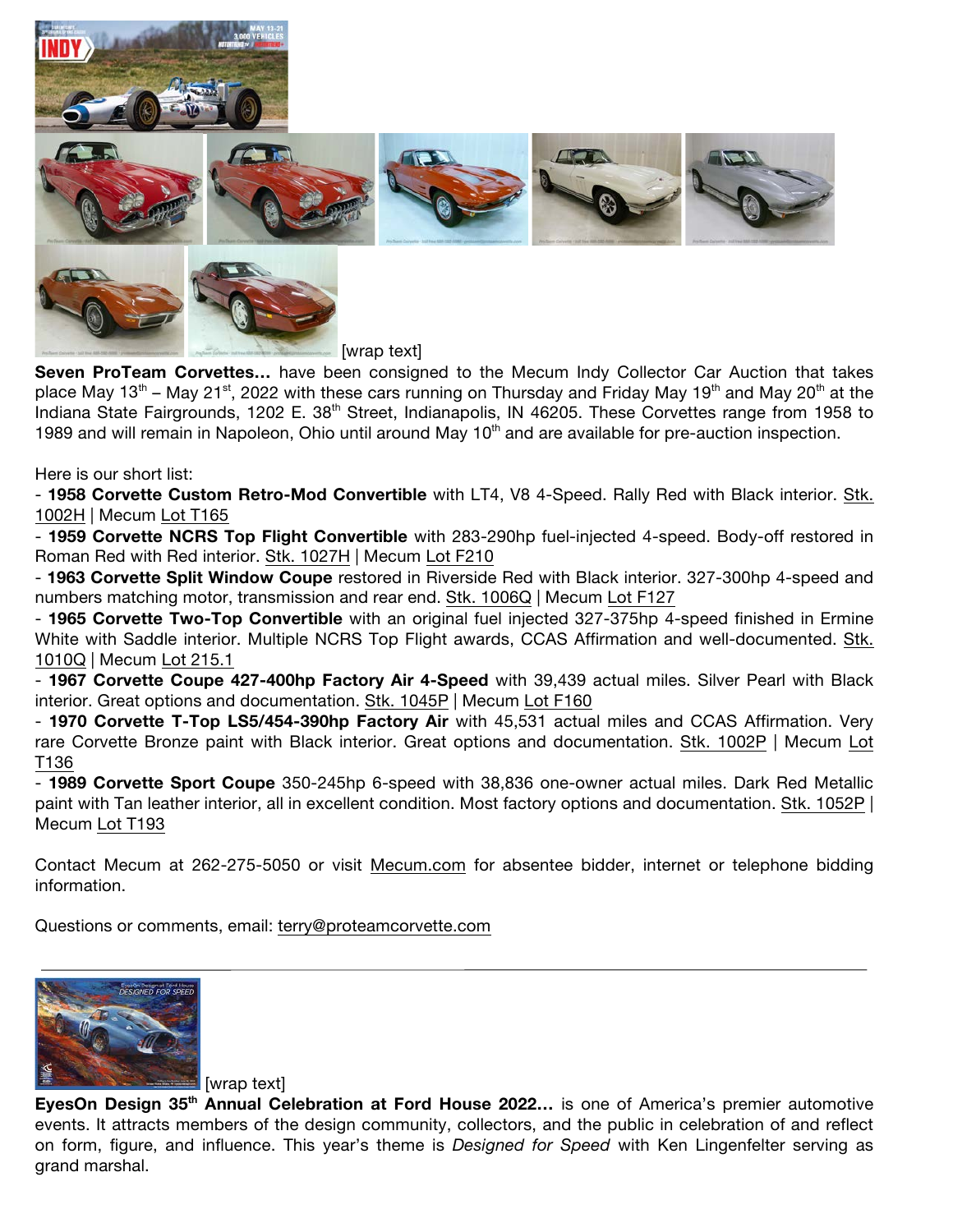[wrap text]

**Seven ProTeam Corvettes…** have been consigned to the Mecum Indy Collector Car Auction that takes place May 13th – May 21st, 2022 with these cars running on Thursday and Friday May 19th and May 20th at the Indiana State Fairgrounds, 1202 E. 38th Street, Indianapolis, IN 46205. These Corvettes range from 1958 to 1989 and will remain in Napoleon, Ohio until around May 10th and are available for pre-auction inspection.

Here is our short list:

- **1958 Corvette Custom Retro-Mod Convertible** with LT4, V8 4-Speed. Rally Red with Black interior. Stk. 1002H | Mecum Lot T165
- **1959 Corvette NCRS Top Flight Convertible** with 283-290hp fuel-injected 4-speed. Body-off restored in Roman Red with Red interior. Stk. 1027H | Mecum Lot F210
- **1963 Corvette Split Window Coupe** restored in Riverside Red with Black interior. 327-300hp 4-speed and numbers matching motor, transmission and rear end. Stk. 1006Q | Mecum Lot F127
- **1965 Corvette Two-Top Convertible** with an original fuel injected 327-375hp 4-speed finished in Ermine White with Saddle interior. Multiple NCRS Top Flight awards, CCAS Affirmation and well-documented. Stk. 1010Q | Mecum Lot 215.1
- **1967 Corvette Coupe 427-400hp Factory Air 4-Speed** with 39,439 actual miles. Silver Pearl with Black interior. Great options and documentation. Stk. 1045P | Mecum Lot F160
- **1970 Corvette T-Top LS5/454-390hp Factory Air** with 45,531 actual miles and CCAS Affirmation. Very rare Corvette Bronze paint with Black interior. Great options and documentation. Stk. 1002P | Mecum Lot T136
- **1989 Corvette Sport Coupe** 350-245hp 6-speed with 38,836 one-owner actual miles. Dark Red Metallic paint with Tan leather interior, all in excellent condition. Most factory options and documentation. Stk. 1052P | Mecum Lot T193

Contact Mecum at 262-275-5050 or visit Mecum.com for absentee bidder, internet or telephone bidding information.

Questions or comments, email: terry@proteamcorvette.com

---

[wrap text]

**EyesOn Design 35th Annual Celebration at Ford House 2022…** is one of America's premier automotive events. It attracts members of the design community, collectors, and the public in celebration of and reflect on form, figure, and influence. This year's theme is *Designed for Speed* with Ken Lingenfelter serving as grand marshal.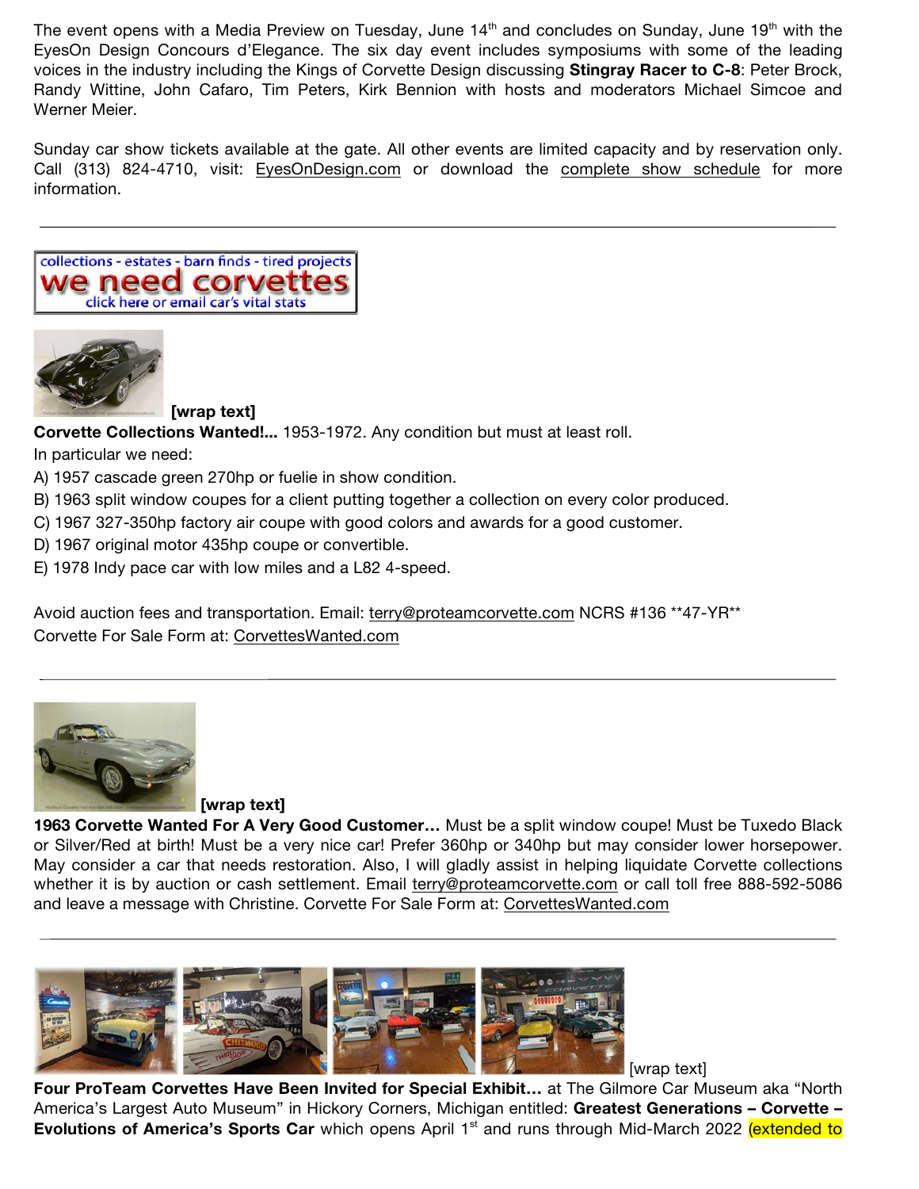The event opens with a Media Preview on Tuesday, June 14th and concludes on Sunday, June 19th with the EyesOn Design Concours d'Elegance. The six day event includes symposiums with some of the leading voices in the industry including the Kings of Corvette Design discussing **Stingray Racer to C-8**: Peter Brock, Randy Wittine, John Cafaro, Tim Peters, Kirk Bennion with hosts and moderators Michael Simcoe and Werner Meier.

Sunday car show tickets available at the gate. All other events are limited capacity and by reservation only. Call (313) 824-4710, visit: EyesOnDesign.com or download the complete show schedule for more information.

---

collections - estates - barn finds - tired projects
we need corvettes
click here or email car's vital stats

**[wrap text]**

**Corvette Collections Wanted!...** 1953-1972. Any condition but must at least roll.

In particular we need:

A) 1957 cascade green 270hp or fuelie in show condition.

B) 1963 split window coupes for a client putting together a collection on every color produced.

C) 1967 327-350hp factory air coupe with good colors and awards for a good customer.

D) 1967 original motor 435hp coupe or convertible.

E) 1978 Indy pace car with low miles and a L82 4-speed.

Avoid auction fees and transportation. Email: terry@proteamcorvette.com NCRS #136 \*\*47-YR\*\*

Corvette For Sale Form at: CorvettesWanted.com

---

**[wrap text]**

**1963 Corvette Wanted For A Very Good Customer…** Must be a split window coupe! Must be Tuxedo Black or Silver/Red at birth! Must be a very nice car! Prefer 360hp or 340hp but may consider lower horsepower. May consider a car that needs restoration. Also, I will gladly assist in helping liquidate Corvette collections whether it is by auction or cash settlement. Email terry@proteamcorvette.com or call toll free 888-592-5086 and leave a message with Christine. Corvette For Sale Form at: CorvettesWanted.com

---

[wrap text]

**Four ProTeam Corvettes Have Been Invited for Special Exhibit…** at The Gilmore Car Museum aka "North America's Largest Auto Museum" in Hickory Corners, Michigan entitled: **Greatest Generations – Corvette – Evolutions of America's Sports Car** which opens April 1st and runs through Mid-March 2022 (extended to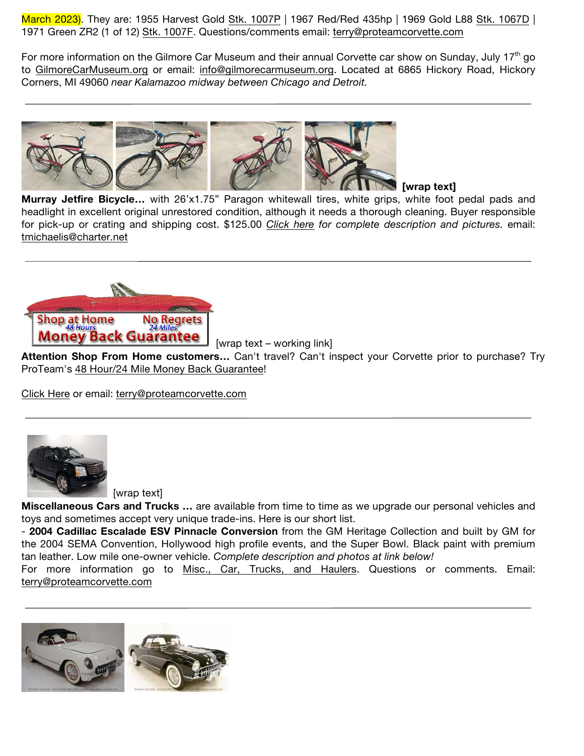March 2023). They are: 1955 Harvest Gold Stk. 1007P | 1967 Red/Red 435hp | 1969 Gold L88 Stk. 1067D | 1971 Green ZR2 (1 of 12) Stk. 1007F. Questions/comments email: terry@proteamcorvette.com

For more information on the Gilmore Car Museum and their annual Corvette car show on Sunday, July 17th go to GilmoreCarMuseum.org or email: info@gilmorecarmuseum.org. Located at 6865 Hickory Road, Hickory Corners, MI 49060 *near Kalamazoo midway between Chicago and Detroit.*

---

**[wrap text]**

**Murray Jetfire Bicycle…** with 26'x1.75" Paragon whitewall tires, white grips, white foot pedal pads and headlight in excellent original unrestored condition, although it needs a thorough cleaning. Buyer responsible for pick-up or crating and shipping cost. $125.00 *Click here for complete description and pictures.* email: tmichaelis@charter.net

---

Shop at Home 48 Hours No Regrets 24 Miles Money Back Guarantee

[wrap text – working link]

**Attention Shop From Home customers…** Can't travel? Can't inspect your Corvette prior to purchase? Try ProTeam's 48 Hour/24 Mile Money Back Guarantee!

Click Here or email: terry@proteamcorvette.com

---

[wrap text]

**Miscellaneous Cars and Trucks …** are available from time to time as we upgrade our personal vehicles and toys and sometimes accept very unique trade-ins. Here is our short list.

- **2004 Cadillac Escalade ESV Pinnacle Conversion** from the GM Heritage Collection and built by GM for the 2004 SEMA Convention, Hollywood high profile events, and the Super Bowl. Black paint with premium tan leather. Low mile one-owner vehicle. *Complete description and photos at link below!*

For more information go to Misc., Car, Trucks, and Haulers. Questions or comments. Email: terry@proteamcorvette.com

---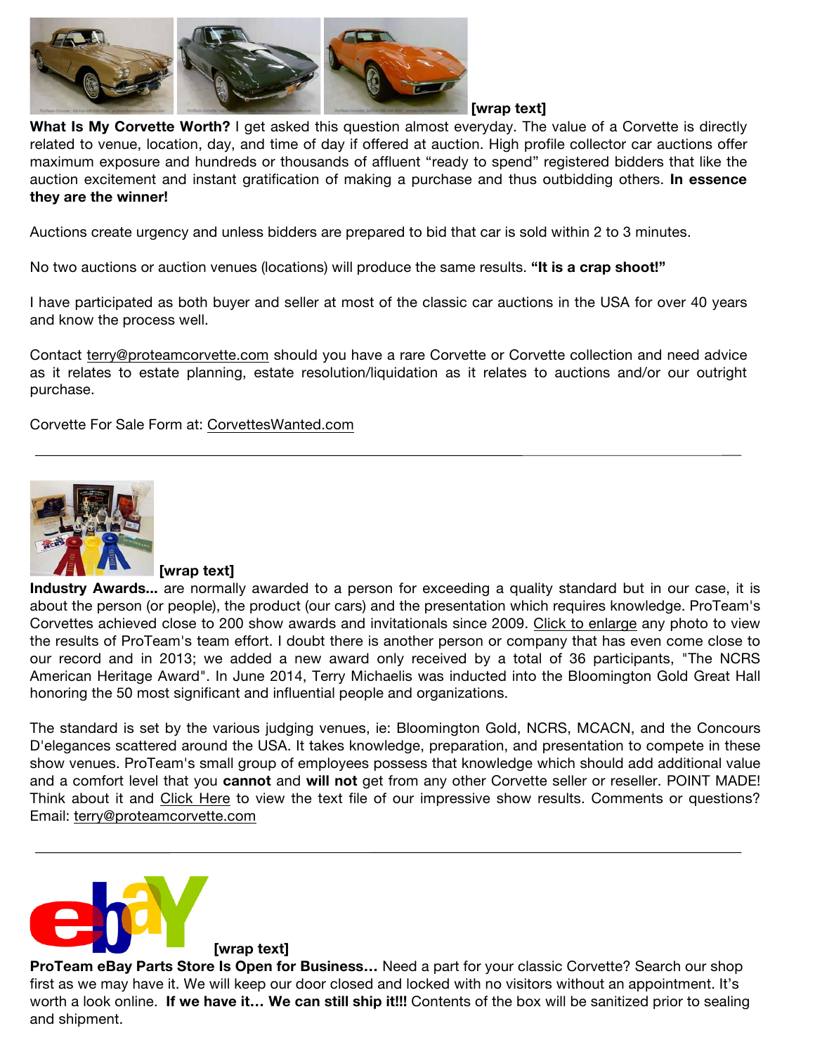**[wrap text]**

**What Is My Corvette Worth?** I get asked this question almost everyday. The value of a Corvette is directly related to venue, location, day, and time of day if offered at auction. High profile collector car auctions offer maximum exposure and hundreds or thousands of affluent "ready to spend" registered bidders that like the auction excitement and instant gratification of making a purchase and thus outbidding others. **In essence they are the winner!**

Auctions create urgency and unless bidders are prepared to bid that car is sold within 2 to 3 minutes.

No two auctions or auction venues (locations) will produce the same results. **"It is a crap shoot!"**

I have participated as both buyer and seller at most of the classic car auctions in the USA for over 40 years and know the process well.

Contact terry@proteamcorvette.com should you have a rare Corvette or Corvette collection and need advice as it relates to estate planning, estate resolution/liquidation as it relates to auctions and/or our outright purchase.

Corvette For Sale Form at: CorvettesWanted.com

---

**[wrap text]**

**Industry Awards...** are normally awarded to a person for exceeding a quality standard but in our case, it is about the person (or people), the product (our cars) and the presentation which requires knowledge. ProTeam's Corvettes achieved close to 200 show awards and invitationals since 2009. Click to enlarge any photo to view the results of ProTeam's team effort. I doubt there is another person or company that has even come close to our record and in 2013; we added a new award only received by a total of 36 participants, "The NCRS American Heritage Award". In June 2014, Terry Michaelis was inducted into the Bloomington Gold Great Hall honoring the 50 most significant and influential people and organizations.

The standard is set by the various judging venues, ie: Bloomington Gold, NCRS, MCACN, and the Concours D'elegances scattered around the USA. It takes knowledge, preparation, and presentation to compete in these show venues. ProTeam's small group of employees possess that knowledge which should add additional value and a comfort level that you **cannot** and **will not** get from any other Corvette seller or reseller. POINT MADE! Think about it and Click Here to view the text file of our impressive show results. Comments or questions? Email: terry@proteamcorvette.com

---

**[wrap text]**

**ProTeam eBay Parts Store Is Open for Business…** Need a part for your classic Corvette? Search our shop first as we may have it. We will keep our door closed and locked with no visitors without an appointment. It's worth a look online. **If we have it… We can still ship it!!!** Contents of the box will be sanitized prior to sealing and shipment.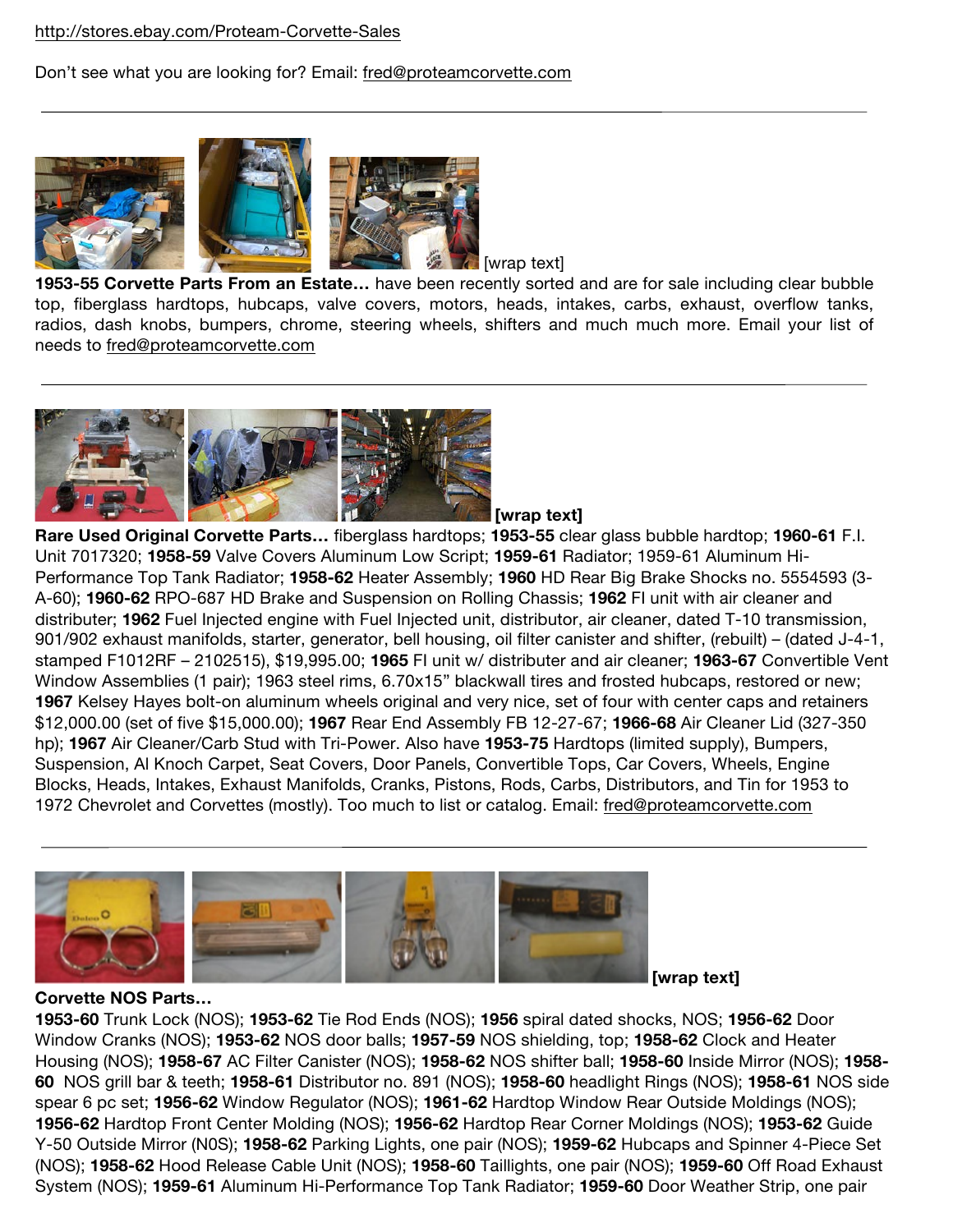http://stores.ebay.com/Proteam-Corvette-Sales

Don't see what you are looking for? Email: fred@proteamcorvette.com

---

[wrap text]

**1953-55 Corvette Parts From an Estate…** have been recently sorted and are for sale including clear bubble top, fiberglass hardtops, hubcaps, valve covers, motors, heads, intakes, carbs, exhaust, overflow tanks, radios, dash knobs, bumpers, chrome, steering wheels, shifters and much much more. Email your list of needs to fred@proteamcorvette.com

---

**[wrap text]**

**Rare Used Original Corvette Parts…** fiberglass hardtops; **1953-55** clear glass bubble hardtop; **1960-61** F.I. Unit 7017320; **1958-59** Valve Covers Aluminum Low Script; **1959-61** Radiator; 1959-61 Aluminum Hi-Performance Top Tank Radiator; **1958-62** Heater Assembly; **1960** HD Rear Big Brake Shocks no. 5554593 (3-A-60); **1960-62** RPO-687 HD Brake and Suspension on Rolling Chassis; **1962** FI unit with air cleaner and distributer; **1962** Fuel Injected engine with Fuel Injected unit, distributor, air cleaner, dated T-10 transmission, 901/902 exhaust manifolds, starter, generator, bell housing, oil filter canister and shifter, (rebuilt) – (dated J-4-1, stamped F1012RF – 2102515), $19,995.00; **1965** FI unit w/ distributer and air cleaner; **1963-67** Convertible Vent Window Assemblies (1 pair); 1963 steel rims, 6.70x15" blackwall tires and frosted hubcaps, restored or new; **1967** Kelsey Hayes bolt-on aluminum wheels original and very nice, set of four with center caps and retainers $12,000.00 (set of five $15,000.00); **1967** Rear End Assembly FB 12-27-67; **1966-68** Air Cleaner Lid (327-350 hp); **1967** Air Cleaner/Carb Stud with Tri-Power. Also have **1953-75** Hardtops (limited supply), Bumpers, Suspension, Al Knoch Carpet, Seat Covers, Door Panels, Convertible Tops, Car Covers, Wheels, Engine Blocks, Heads, Intakes, Exhaust Manifolds, Cranks, Pistons, Rods, Carbs, Distributors, and Tin for 1953 to 1972 Chevrolet and Corvettes (mostly). Too much to list or catalog. Email: fred@proteamcorvette.com

---

**[wrap text]**

**Corvette NOS Parts…**

**1953-60** Trunk Lock (NOS); **1953-62** Tie Rod Ends (NOS); **1956** spiral dated shocks, NOS; **1956-62** Door Window Cranks (NOS); **1953-62** NOS door balls; **1957-59** NOS shielding, top; **1958-62** Clock and Heater Housing (NOS); **1958-67** AC Filter Canister (NOS); **1958-62** NOS shifter ball; **1958-60** Inside Mirror (NOS); **1958-60** NOS grill bar & teeth; **1958-61** Distributor no. 891 (NOS); **1958-60** headlight Rings (NOS); **1958-61** NOS side spear 6 pc set; **1956-62** Window Regulator (NOS); **1961-62** Hardtop Window Rear Outside Moldings (NOS); **1956-62** Hardtop Front Center Molding (NOS); **1956-62** Hardtop Rear Corner Moldings (NOS); **1953-62** Guide Y-50 Outside Mirror (N0S); **1958-62** Parking Lights, one pair (NOS); **1959-62** Hubcaps and Spinner 4-Piece Set (NOS); **1958-62** Hood Release Cable Unit (NOS); **1958-60** Taillights, one pair (NOS); **1959-60** Off Road Exhaust System (NOS); **1959-61** Aluminum Hi-Performance Top Tank Radiator; **1959-60** Door Weather Strip, one pair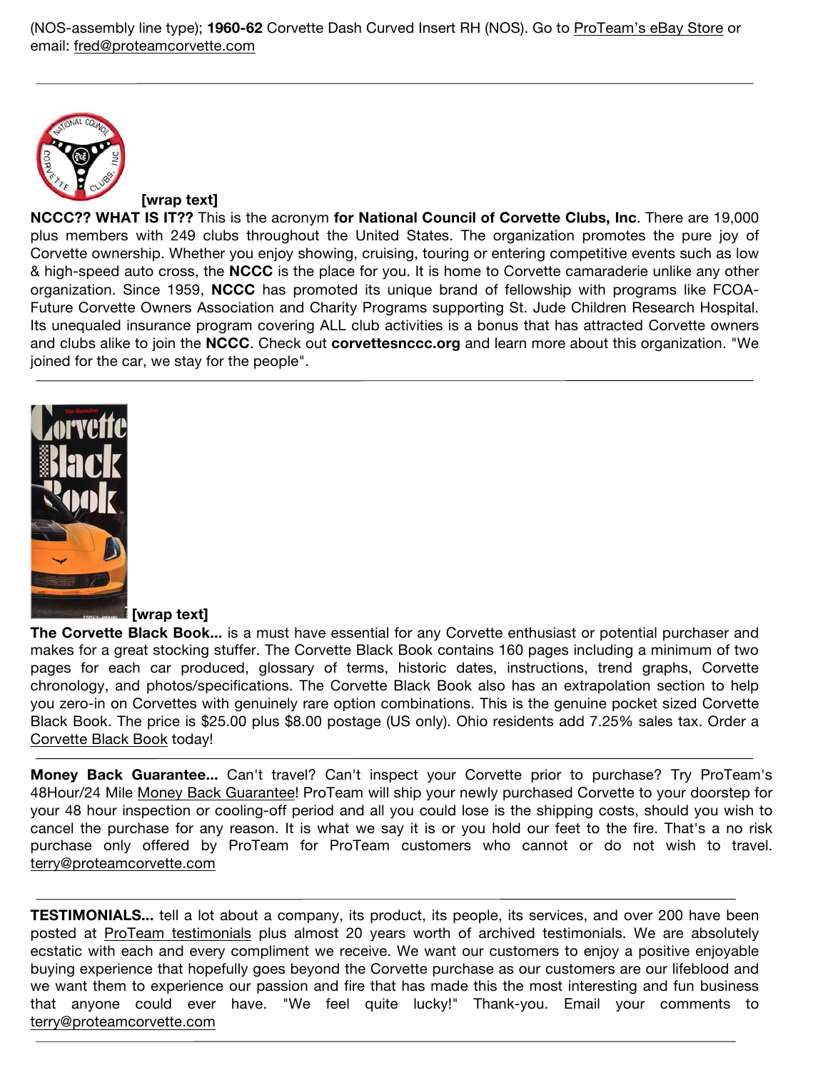(NOS-assembly line type); **1960-62** Corvette Dash Curved Insert RH (NOS). Go to ProTeam's eBay Store or email: fred@proteamcorvette.com

---

**[wrap text]**

**NCCC?? WHAT IS IT??** This is the acronym **for National Council of Corvette Clubs, Inc**. There are 19,000 plus members with 249 clubs throughout the United States. The organization promotes the pure joy of Corvette ownership. Whether you enjoy showing, cruising, touring or entering competitive events such as low & high-speed auto cross, the **NCCC** is the place for you. It is home to Corvette camaraderie unlike any other organization. Since 1959, **NCCC** has promoted its unique brand of fellowship with programs like FCOA-Future Corvette Owners Association and Charity Programs supporting St. Jude Children Research Hospital. Its unequaled insurance program covering ALL club activities is a bonus that has attracted Corvette owners and clubs alike to join the **NCCC**. Check out **corvettesnccc.org** and learn more about this organization. "We joined for the car, we stay for the people".

---

**[wrap text]**

**The Corvette Black Book...** is a must have essential for any Corvette enthusiast or potential purchaser and makes for a great stocking stuffer. The Corvette Black Book contains 160 pages including a minimum of two pages for each car produced, glossary of terms, historic dates, instructions, trend graphs, Corvette chronology, and photos/specifications. The Corvette Black Book also has an extrapolation section to help you zero-in on Corvettes with genuinely rare option combinations. This is the genuine pocket sized Corvette Black Book. The price is $25.00 plus $8.00 postage (US only). Ohio residents add 7.25% sales tax. Order a Corvette Black Book today!

---

**Money Back Guarantee...** Can't travel? Can't inspect your Corvette prior to purchase? Try ProTeam's 48Hour/24 Mile Money Back Guarantee! ProTeam will ship your newly purchased Corvette to your doorstep for your 48 hour inspection or cooling-off period and all you could lose is the shipping costs, should you wish to cancel the purchase for any reason. It is what we say it is or you hold our feet to the fire. That's a no risk purchase only offered by ProTeam for ProTeam customers who cannot or do not wish to travel. terry@proteamcorvette.com

---

**TESTIMONIALS...** tell a lot about a company, its product, its people, its services, and over 200 have been posted at ProTeam testimonials plus almost 20 years worth of archived testimonials. We are absolutely ecstatic with each and every compliment we receive. We want our customers to enjoy a positive enjoyable buying experience that hopefully goes beyond the Corvette purchase as our customers are our lifeblood and we want them to experience our passion and fire that has made this the most interesting and fun business that anyone could ever have. "We feel quite lucky!" Thank-you. Email your comments to terry@proteamcorvette.com

---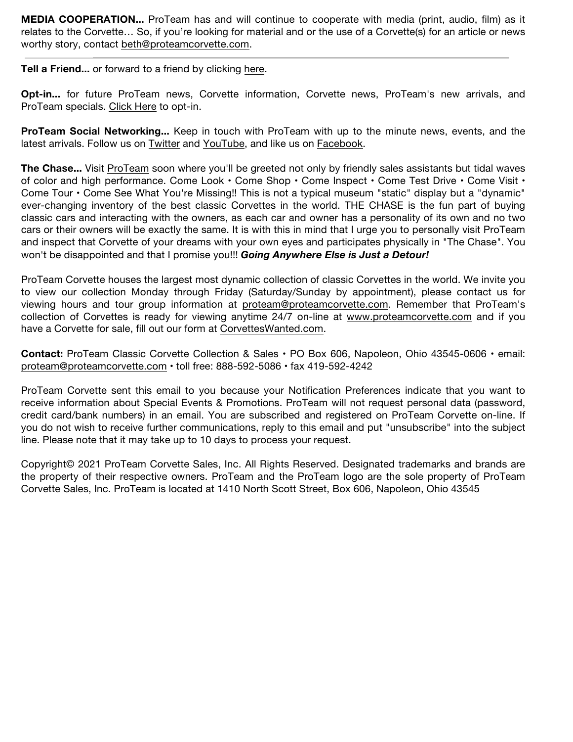**MEDIA COOPERATION...** ProTeam has and will continue to cooperate with media (print, audio, film) as it relates to the Corvette… So, if you're looking for material and or the use of a Corvette(s) for an article or news worthy story, contact beth@proteamcorvette.com.

---

**Tell a Friend...** or forward to a friend by clicking here.

**Opt-in...** for future ProTeam news, Corvette information, Corvette news, ProTeam's new arrivals, and ProTeam specials. Click Here to opt-in.

**ProTeam Social Networking...** Keep in touch with ProTeam with up to the minute news, events, and the latest arrivals. Follow us on Twitter and YouTube, and like us on Facebook.

**The Chase...** Visit ProTeam soon where you'll be greeted not only by friendly sales assistants but tidal waves of color and high performance. Come Look • Come Shop • Come Inspect • Come Test Drive • Come Visit • Come Tour • Come See What You're Missing!! This is not a typical museum "static" display but a "dynamic" ever-changing inventory of the best classic Corvettes in the world. THE CHASE is the fun part of buying classic cars and interacting with the owners, as each car and owner has a personality of its own and no two cars or their owners will be exactly the same. It is with this in mind that I urge you to personally visit ProTeam and inspect that Corvette of your dreams with your own eyes and participates physically in "The Chase". You won't be disappointed and that I promise you!!! ***Going Anywhere Else is Just a Detour!***

ProTeam Corvette houses the largest most dynamic collection of classic Corvettes in the world. We invite you to view our collection Monday through Friday (Saturday/Sunday by appointment), please contact us for viewing hours and tour group information at proteam@proteamcorvette.com. Remember that ProTeam's collection of Corvettes is ready for viewing anytime 24/7 on-line at www.proteamcorvette.com and if you have a Corvette for sale, fill out our form at CorvettesWanted.com.

**Contact:** ProTeam Classic Corvette Collection & Sales • PO Box 606, Napoleon, Ohio 43545-0606 • email: proteam@proteamcorvette.com • toll free: 888-592-5086 • fax 419-592-4242

ProTeam Corvette sent this email to you because your Notification Preferences indicate that you want to receive information about Special Events & Promotions. ProTeam will not request personal data (password, credit card/bank numbers) in an email. You are subscribed and registered on ProTeam Corvette on-line. If you do not wish to receive further communications, reply to this email and put "unsubscribe" into the subject line. Please note that it may take up to 10 days to process your request.

Copyright© 2021 ProTeam Corvette Sales, Inc. All Rights Reserved. Designated trademarks and brands are the property of their respective owners. ProTeam and the ProTeam logo are the sole property of ProTeam Corvette Sales, Inc. ProTeam is located at 1410 North Scott Street, Box 606, Napoleon, Ohio 43545